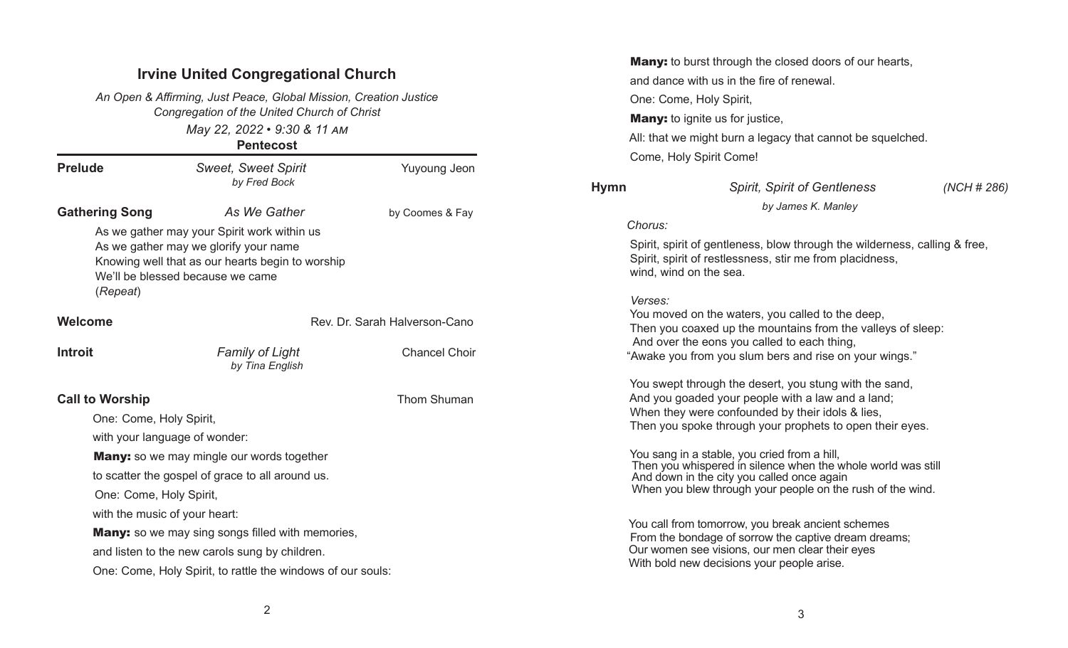## Irvine United Congregational Church

*An Open & Affirming, Just Peace, Global Mission, Creation Justice Congregation of the United Church of Christ*

*May 22, 2022 • 9:30 & 11 AM*

**Pentecost**

**Prelude** — *Sweet, Sweet Spirit* *by Fred Bock* — Yuyoung Jeon

**Gathering Song** — *As We Gather* — by Coomes & Fay

As we gather may your Spirit work within us
As we gather may we glorify your name
Knowing well that as our hearts begin to worship
We'll be blessed because we came
(*Repeat*)

**Welcome** — Rev. Dr. Sarah Halverson-Cano

**Introit** — *Family of Light* *by Tina English* — Chancel Choir

**Call to Worship** — Thom Shuman

One: Come, Holy Spirit,

with your language of wonder:

**Many:** so we may mingle our words together

to scatter the gospel of grace to all around us.

One: Come, Holy Spirit,

with the music of your heart:

**Many:** so we may sing songs filled with memories,

and listen to the new carols sung by children.

One: Come, Holy Spirit, to rattle the windows of our souls:

**Many:** to burst through the closed doors of our hearts,

and dance with us in the fire of renewal.

One: Come, Holy Spirit,

**Many:** to ignite us for justice,

All: that we might burn a legacy that cannot be squelched.

Come, Holy Spirit Come!

**Hymn** — *Spirit, Spirit of Gentleness* *by James K. Manley* — *(NCH # 286)*

*Chorus:*

Spirit, spirit of gentleness, blow through the wilderness, calling & free,
Spirit, spirit of restlessness, stir me from placidness,
wind, wind on the sea.

*Verses:*

You moved on the waters, you called to the deep,
Then you coaxed up the mountains from the valleys of sleep:
And over the eons you called to each thing,
"Awake you from you slum bers and rise on your wings."

You swept through the desert, you stung with the sand,
And you goaded your people with a law and a land;
When they were confounded by their idols & lies,
Then you spoke through your prophets to open their eyes.

You sang in a stable, you cried from a hill,
Then you whispered in silence when the whole world was still
And down in the city you called once again
When you blew through your people on the rush of the wind.

You call from tomorrow, you break ancient schemes
From the bondage of sorrow the captive dream dreams;
Our women see visions, our men clear their eyes
With bold new decisions your people arise.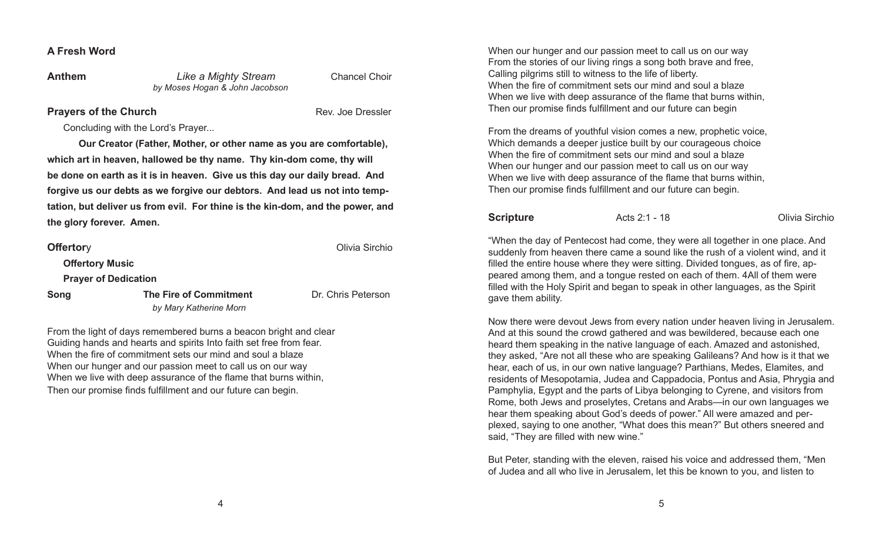**A Fresh Word**

**Anthem** *Like a Mighty Stream* Chancel Choir
*by Moses Hogan & John Jacobson*

**Prayers of the Church** Rev. Joe Dressler

Concluding with the Lord's Prayer...

**Our Creator (Father, Mother, or other name as you are comfortable), which art in heaven, hallowed be thy name. Thy kin-dom come, thy will be done on earth as it is in heaven. Give us this day our daily bread. And forgive us our debts as we forgive our debtors. And lead us not into temptation, but deliver us from evil. For thine is the kin-dom, and the power, and the glory forever. Amen.**

**Offertor**y Olivia Sirchio

**Offertory Music**

**Prayer of Dedication**

**Song** **The Fire of Commitment** Dr. Chris Peterson
*by Mary Katherine Morn*

From the light of days remembered burns a beacon bright and clear
Guiding hands and hearts and spirits Into faith set free from fear.
When the fire of commitment sets our mind and soul a blaze
When our hunger and our passion meet to call us on our way
When we live with deep assurance of the flame that burns within,
Then our promise finds fulfillment and our future can begin.

When our hunger and our passion meet to call us on our way
From the stories of our living rings a song both brave and free,
Calling pilgrims still to witness to the life of liberty.
When the fire of commitment sets our mind and soul a blaze
When we live with deep assurance of the flame that burns within,
Then our promise finds fulfillment and our future can begin

From the dreams of youthful vision comes a new, prophetic voice,
Which demands a deeper justice built by our courageous choice
When the fire of commitment sets our mind and soul a blaze
When our hunger and our passion meet to call us on our way
When we live with deep assurance of the flame that burns within,
Then our promise finds fulfillment and our future can begin.

**Scripture** Acts 2:1 - 18 Olivia Sirchio

"When the day of Pentecost had come, they were all together in one place. And suddenly from heaven there came a sound like the rush of a violent wind, and it filled the entire house where they were sitting. Divided tongues, as of fire, appeared among them, and a tongue rested on each of them. 4All of them were filled with the Holy Spirit and began to speak in other languages, as the Spirit gave them ability.

Now there were devout Jews from every nation under heaven living in Jerusalem. And at this sound the crowd gathered and was bewildered, because each one heard them speaking in the native language of each. Amazed and astonished, they asked, "Are not all these who are speaking Galileans? And how is it that we hear, each of us, in our own native language? Parthians, Medes, Elamites, and residents of Mesopotamia, Judea and Cappadocia, Pontus and Asia, Phrygia and Pamphylia, Egypt and the parts of Libya belonging to Cyrene, and visitors from Rome, both Jews and proselytes, Cretans and Arabs—in our own languages we hear them speaking about God's deeds of power." All were amazed and perplexed, saying to one another, "What does this mean?" But others sneered and said, "They are filled with new wine."

But Peter, standing with the eleven, raised his voice and addressed them, "Men of Judea and all who live in Jerusalem, let this be known to you, and listen to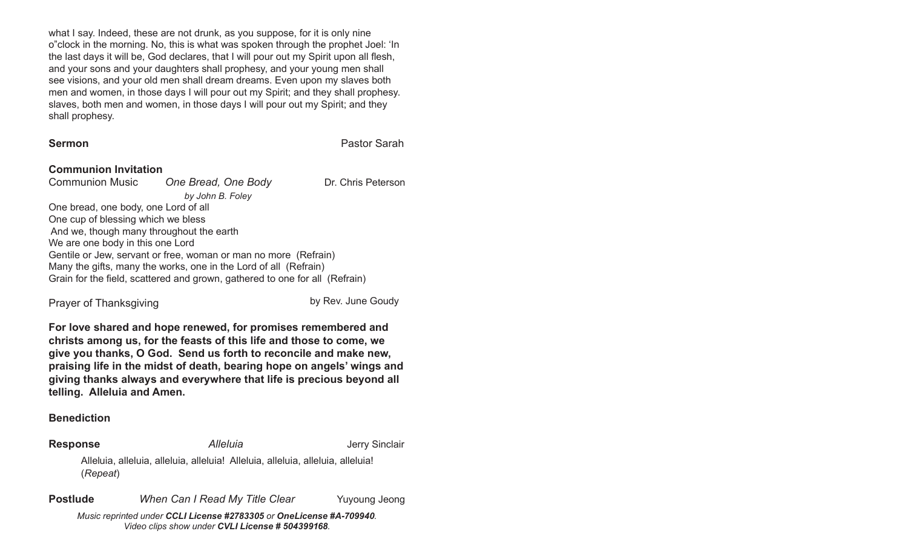what I say. Indeed, these are not drunk, as you suppose, for it is only nine o"clock in the morning. No, this is what was spoken through the prophet Joel: 'In the last days it will be, God declares, that I will pour out my Spirit upon all flesh, and your sons and your daughters shall prophesy, and your young men shall see visions, and your old men shall dream dreams. Even upon my slaves both men and women, in those days I will pour out my Spirit; and they shall prophesy. slaves, both men and women, in those days I will pour out my Spirit; and they shall prophesy.

**Sermon** Pastor Sarah

**Communion Invitation**

Communion Music *One Bread, One Body* Dr. Chris Peterson

*by John B. Foley*

One bread, one body, one Lord of all
One cup of blessing which we bless
And we, though many throughout the earth
We are one body in this one Lord
Gentile or Jew, servant or free, woman or man no more (Refrain)
Many the gifts, many the works, one in the Lord of all (Refrain)
Grain for the field, scattered and grown, gathered to one for all (Refrain)

Prayer of Thanksgiving by Rev. June Goudy

**For love shared and hope renewed, for promises remembered and christs among us, for the feasts of this life and those to come, we give you thanks, O God. Send us forth to reconcile and make new, praising life in the midst of death, bearing hope on angels' wings and giving thanks always and everywhere that life is precious beyond all telling. Alleluia and Amen.**

**Benediction**

**Response** *Alleluia* Jerry Sinclair

Alleluia, alleluia, alleluia, alleluia! Alleluia, alleluia, alleluia, alleluia! (*Repeat*)

**Postlude** *When Can I Read My Title Clear* Yuyoung Jeong

*Music reprinted under **CCLI License #2783305** or **OneLicense #A-709940**.*
*Video clips show under **CVLI License # 504399168**.*